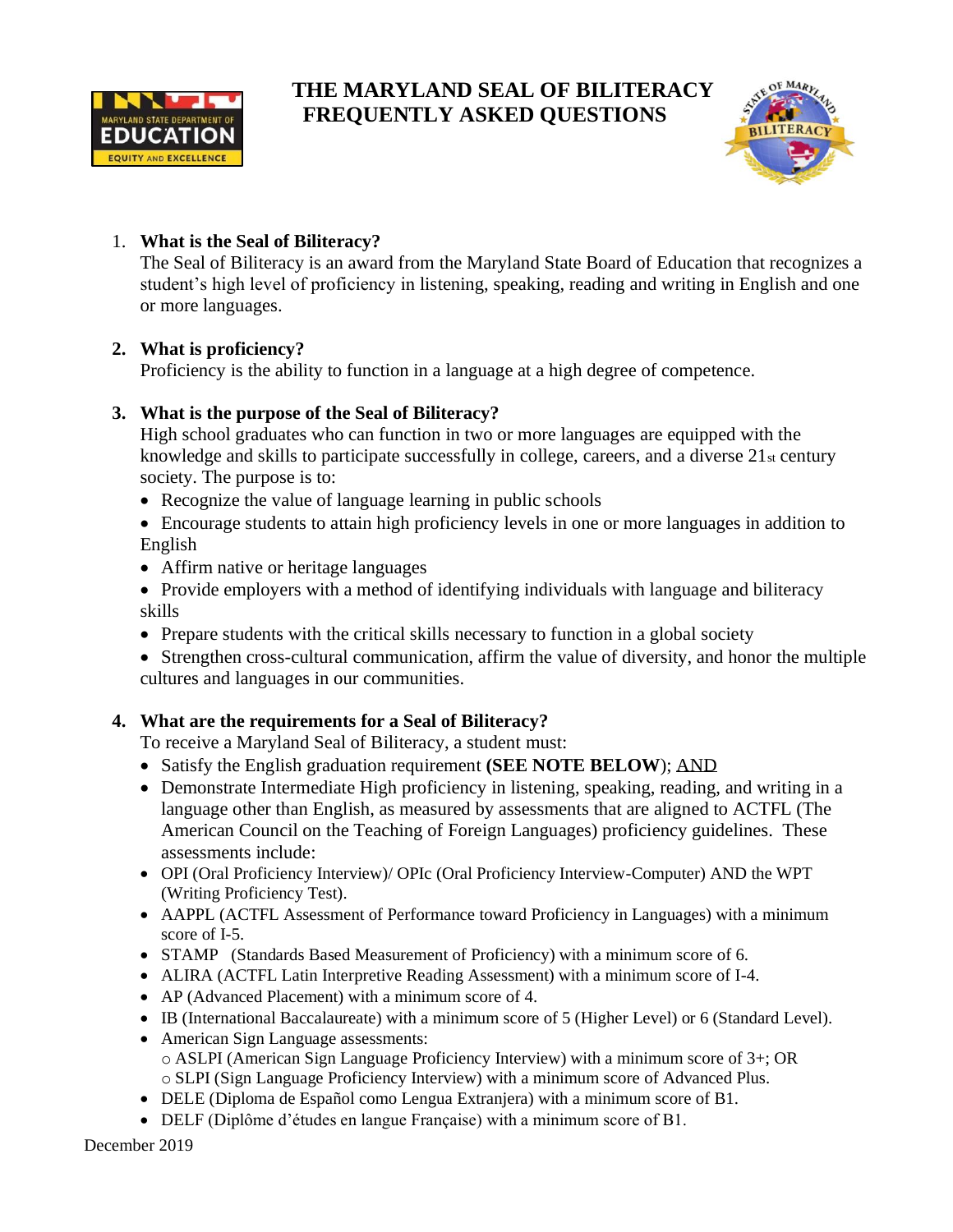# THE MARYLAND SEAL OF BILITERACY FREQUENTLY ASKED QUESTIONS

1. **What is the Seal of Biliteracy?**
   The Seal of Biliteracy is an award from the Maryland State Board of Education that recognizes a student's high level of proficiency in listening, speaking, reading and writing in English and one or more languages.

2. **What is proficiency?**
   Proficiency is the ability to function in a language at a high degree of competence.

3. **What is the purpose of the Seal of Biliteracy?**
   High school graduates who can function in two or more languages are equipped with the knowledge and skills to participate successfully in college, careers, and a diverse 21st century society. The purpose is to:
   - Recognize the value of language learning in public schools
   - Encourage students to attain high proficiency levels in one or more languages in addition to English
   - Affirm native or heritage languages
   - Provide employers with a method of identifying individuals with language and biliteracy skills
   - Prepare students with the critical skills necessary to function in a global society
   - Strengthen cross-cultural communication, affirm the value of diversity, and honor the multiple cultures and languages in our communities.

4. **What are the requirements for a Seal of Biliteracy?**
   To receive a Maryland Seal of Biliteracy, a student must:
   - Satisfy the English graduation requirement **(SEE NOTE BELOW)**; AND
   - Demonstrate Intermediate High proficiency in listening, speaking, reading, and writing in a language other than English, as measured by assessments that are aligned to ACTFL (The American Council on the Teaching of Foreign Languages) proficiency guidelines. These assessments include:
   - OPI (Oral Proficiency Interview)/ OPIc (Oral Proficiency Interview-Computer) AND the WPT (Writing Proficiency Test).
   - AAPPL (ACTFL Assessment of Performance toward Proficiency in Languages) with a minimum score of I-5.
   - STAMP (Standards Based Measurement of Proficiency) with a minimum score of 6.
   - ALIRA (ACTFL Latin Interpretive Reading Assessment) with a minimum score of I-4.
   - AP (Advanced Placement) with a minimum score of 4.
   - IB (International Baccalaureate) with a minimum score of 5 (Higher Level) or 6 (Standard Level).
   - American Sign Language assessments:
     - ASLPI (American Sign Language Proficiency Interview) with a minimum score of 3+; OR
     - SLPI (Sign Language Proficiency Interview) with a minimum score of Advanced Plus.
   - DELE (Diploma de Español como Lengua Extranjera) with a minimum score of B1.
   - DELF (Diplôme d'études en langue Française) with a minimum score of B1.

December 2019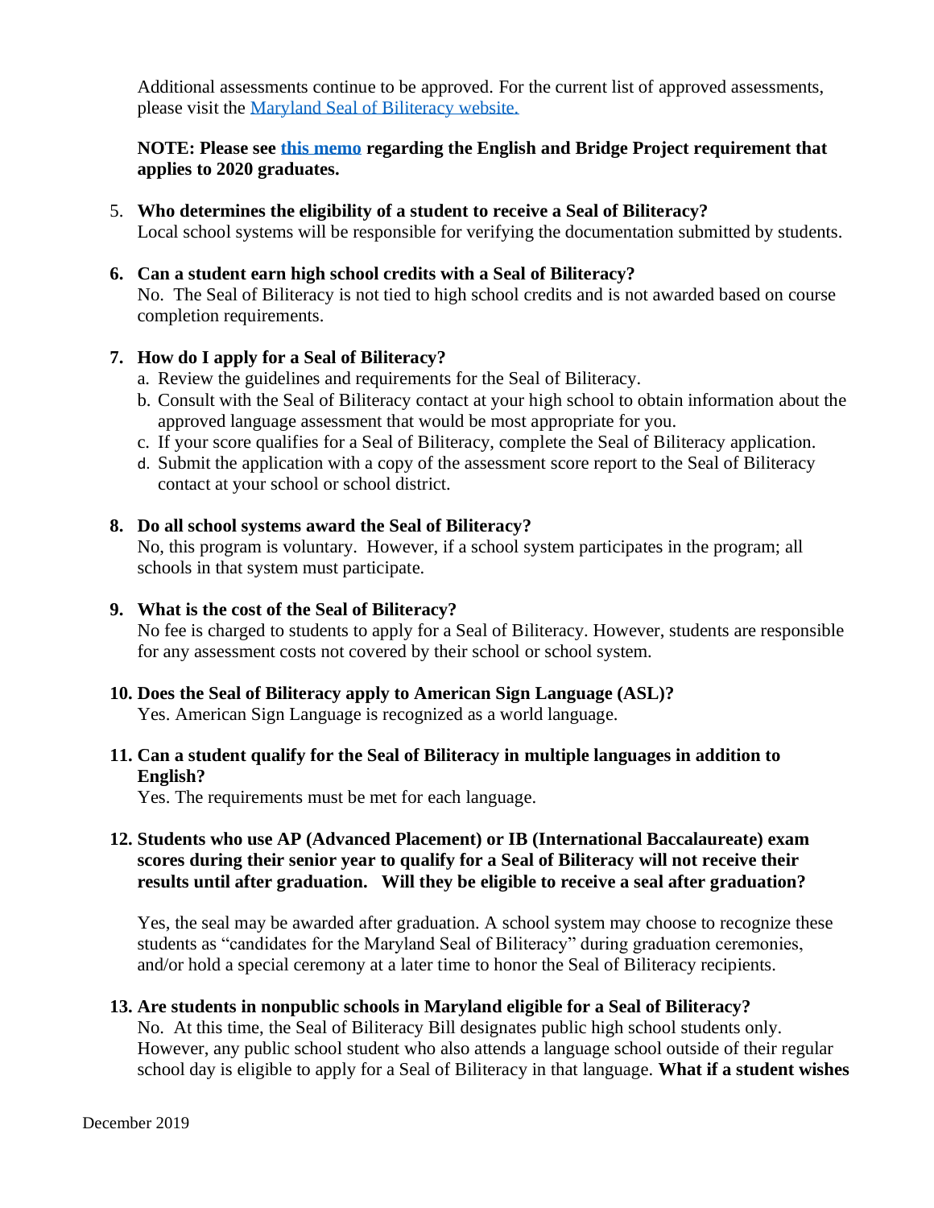Additional assessments continue to be approved. For the current list of approved assessments, please visit the Maryland Seal of Biliteracy website.

**NOTE: Please see this memo regarding the English and Bridge Project requirement that applies to 2020 graduates.**

5. **Who determines the eligibility of a student to receive a Seal of Biliteracy?**
   Local school systems will be responsible for verifying the documentation submitted by students.

6. **Can a student earn high school credits with a Seal of Biliteracy?**
   No. The Seal of Biliteracy is not tied to high school credits and is not awarded based on course completion requirements.

7. **How do I apply for a Seal of Biliteracy?**
   a. Review the guidelines and requirements for the Seal of Biliteracy.
   b. Consult with the Seal of Biliteracy contact at your high school to obtain information about the approved language assessment that would be most appropriate for you.
   c. If your score qualifies for a Seal of Biliteracy, complete the Seal of Biliteracy application.
   d. Submit the application with a copy of the assessment score report to the Seal of Biliteracy contact at your school or school district.

8. **Do all school systems award the Seal of Biliteracy?**
   No, this program is voluntary. However, if a school system participates in the program; all schools in that system must participate.

9. **What is the cost of the Seal of Biliteracy?**
   No fee is charged to students to apply for a Seal of Biliteracy. However, students are responsible for any assessment costs not covered by their school or school system.

10. **Does the Seal of Biliteracy apply to American Sign Language (ASL)?**
    Yes. American Sign Language is recognized as a world language.

11. **Can a student qualify for the Seal of Biliteracy in multiple languages in addition to English?**
    Yes. The requirements must be met for each language.

12. **Students who use AP (Advanced Placement) or IB (International Baccalaureate) exam scores during their senior year to qualify for a Seal of Biliteracy will not receive their results until after graduation. Will they be eligible to receive a seal after graduation?**

    Yes, the seal may be awarded after graduation. A school system may choose to recognize these students as "candidates for the Maryland Seal of Biliteracy" during graduation ceremonies, and/or hold a special ceremony at a later time to honor the Seal of Biliteracy recipients.

13. **Are students in nonpublic schools in Maryland eligible for a Seal of Biliteracy?**
    No. At this time, the Seal of Biliteracy Bill designates public high school students only. However, any public school student who also attends a language school outside of their regular school day is eligible to apply for a Seal of Biliteracy in that language. **What if a student wishes**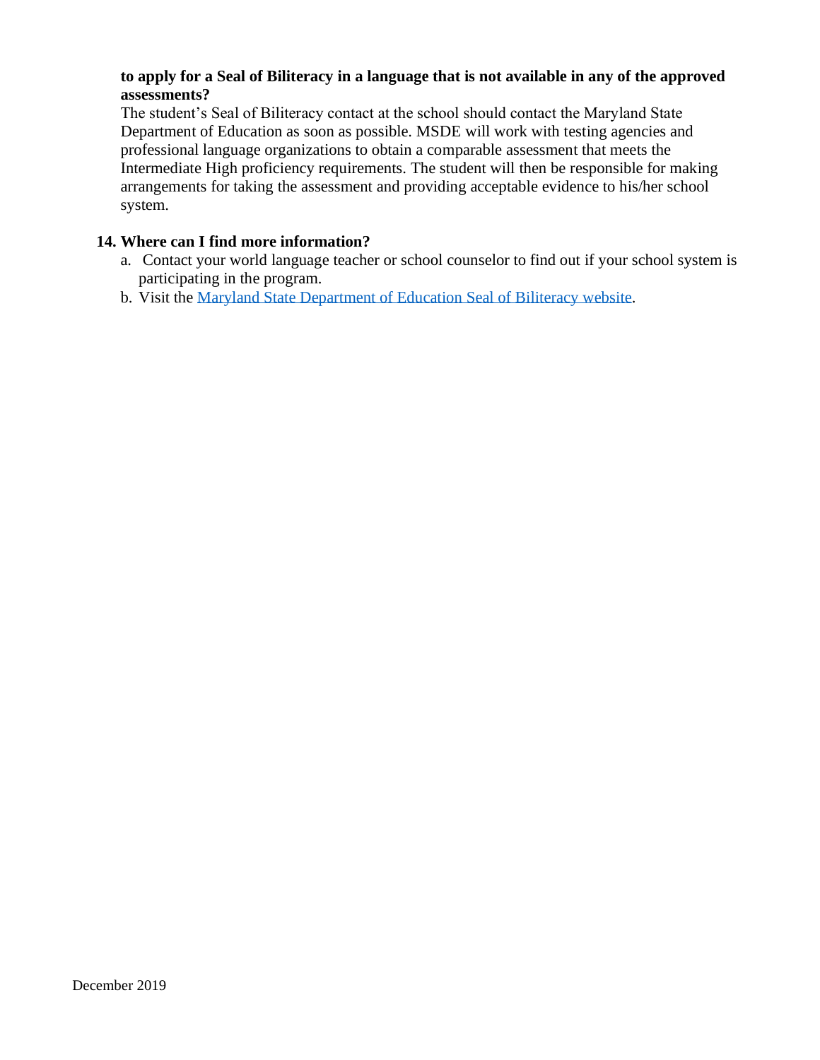**to apply for a Seal of Biliteracy in a language that is not available in any of the approved assessments?**

The student's Seal of Biliteracy contact at the school should contact the Maryland State Department of Education as soon as possible. MSDE will work with testing agencies and professional language organizations to obtain a comparable assessment that meets the Intermediate High proficiency requirements. The student will then be responsible for making arrangements for taking the assessment and providing acceptable evidence to his/her school system.

**14. Where can I find more information?**

a. Contact your world language teacher or school counselor to find out if your school system is participating in the program.

b. Visit the Maryland State Department of Education Seal of Biliteracy website.

December 2019